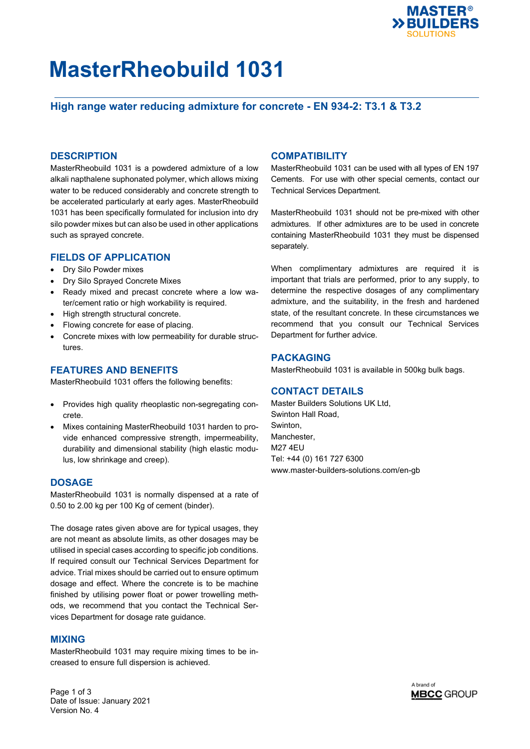# MasterRheobuild 1031

## High range water reducing admixture for concrete - EN 934-2: T3.1 & T3.2

### DESCRIPTION

MasterRheobuild 1031 is a powdered admixture of a low alkali napthalene suphonated polymer, which allows mixing water to be reduced considerably and concrete strength to be accelerated particularly at early ages. MasterRheobuild 1031 has been specifically formulated for inclusion into dry silo powder mixes but can also be used in other applications such as sprayed concrete.

### FIELDS OF APPLICATION

- Dry Silo Powder mixes
- Dry Silo Sprayed Concrete Mixes
- Ready mixed and precast concrete where a low water/cement ratio or high workability is required.
- High strength structural concrete.
- Flowing concrete for ease of placing.
- Concrete mixes with low permeability for durable structures.

### FEATURES AND BENEFITS

MasterRheobuild 1031 offers the following benefits:

- Provides high quality rheoplastic non-segregating concrete.
- Mixes containing MasterRheobuild 1031 harden to provide enhanced compressive strength, impermeability, durability and dimensional stability (high elastic modulus, low shrinkage and creep).

### DOSAGE

MasterRheobuild 1031 is normally dispensed at a rate of 0.50 to 2.00 kg per 100 Kg of cement (binder).

The dosage rates given above are for typical usages, they are not meant as absolute limits, as other dosages may be utilised in special cases according to specific job conditions. If required consult our Technical Services Department for advice. Trial mixes should be carried out to ensure optimum dosage and effect. Where the concrete is to be machine finished by utilising power float or power trowelling methods, we recommend that you contact the Technical Services Department for dosage rate guidance.

### MIXING

MasterRheobuild 1031 may require mixing times to be increased to ensure full dispersion is achieved.

### COMPATIBILITY

MasterRheobuild 1031 can be used with all types of EN 197 Cements. For use with other special cements, contact our Technical Services Department.

MasterRheobuild 1031 should not be pre-mixed with other admixtures. If other admixtures are to be used in concrete containing MasterRheobuild 1031 they must be dispensed separately.

When complimentary admixtures are required it is important that trials are performed, prior to any supply, to determine the respective dosages of any complimentary admixture, and the suitability, in the fresh and hardened state, of the resultant concrete. In these circumstances we recommend that you consult our Technical Services Department for further advice.

### PACKAGING

MasterRheobuild 1031 is available in 500kg bulk bags.

### CONTACT DETAILS

Master Builders Solutions UK Ltd,
Swinton Hall Road,
Swinton,
Manchester,
M27 4EU
Tel: +44 (0) 161 727 6300
www.master-builders-solutions.com/en-gb

Date of Issue: January 2021
Version No. 4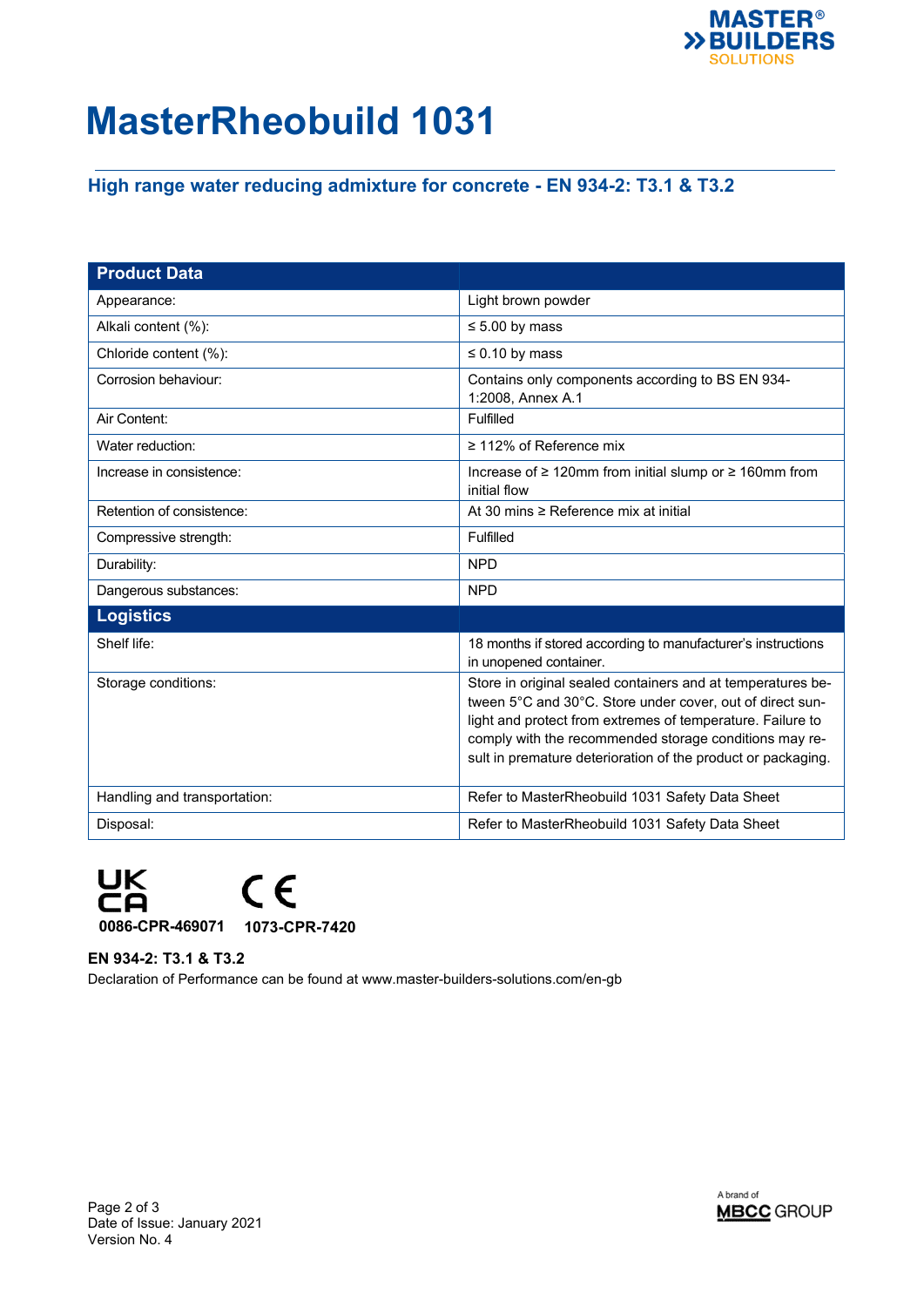# MasterRheobuild 1031

## High range water reducing admixture for concrete - EN 934-2: T3.1 & T3.2

| Product Data | |
|---|---|
| Appearance: | Light brown powder |
| Alkali content (%): | ≤ 5.00 by mass |
| Chloride content (%): | ≤ 0.10 by mass |
| Corrosion behaviour: | Contains only components according to BS EN 934-1:2008, Annex A.1 |
| Air Content: | Fulfilled |
| Water reduction: | ≥ 112% of Reference mix |
| Increase in consistence: | Increase of ≥ 120mm from initial slump or ≥ 160mm from initial flow |
| Retention of consistence: | At 30 mins ≥ Reference mix at initial |
| Compressive strength: | Fulfilled |
| Durability: | NPD |
| Dangerous substances: | NPD |
| **Logistics** | |
| Shelf life: | 18 months if stored according to manufacturer's instructions in unopened container. |
| Storage conditions: | Store in original sealed containers and at temperatures between 5°C and 30°C. Store under cover, out of direct sunlight and protect from extremes of temperature. Failure to comply with the recommended storage conditions may result in premature deterioration of the product or packaging. |
| Handling and transportation: | Refer to MasterRheobuild 1031 Safety Data Sheet |
| Disposal: | Refer to MasterRheobuild 1031 Safety Data Sheet |

UKCA **0086-CPR-469071** CE **1073-CPR-7420**

**EN 934-2: T3.1 & T3.2**

Declaration of Performance can be found at www.master-builders-solutions.com/en-gb

Date of Issue: January 2021
Version No. 4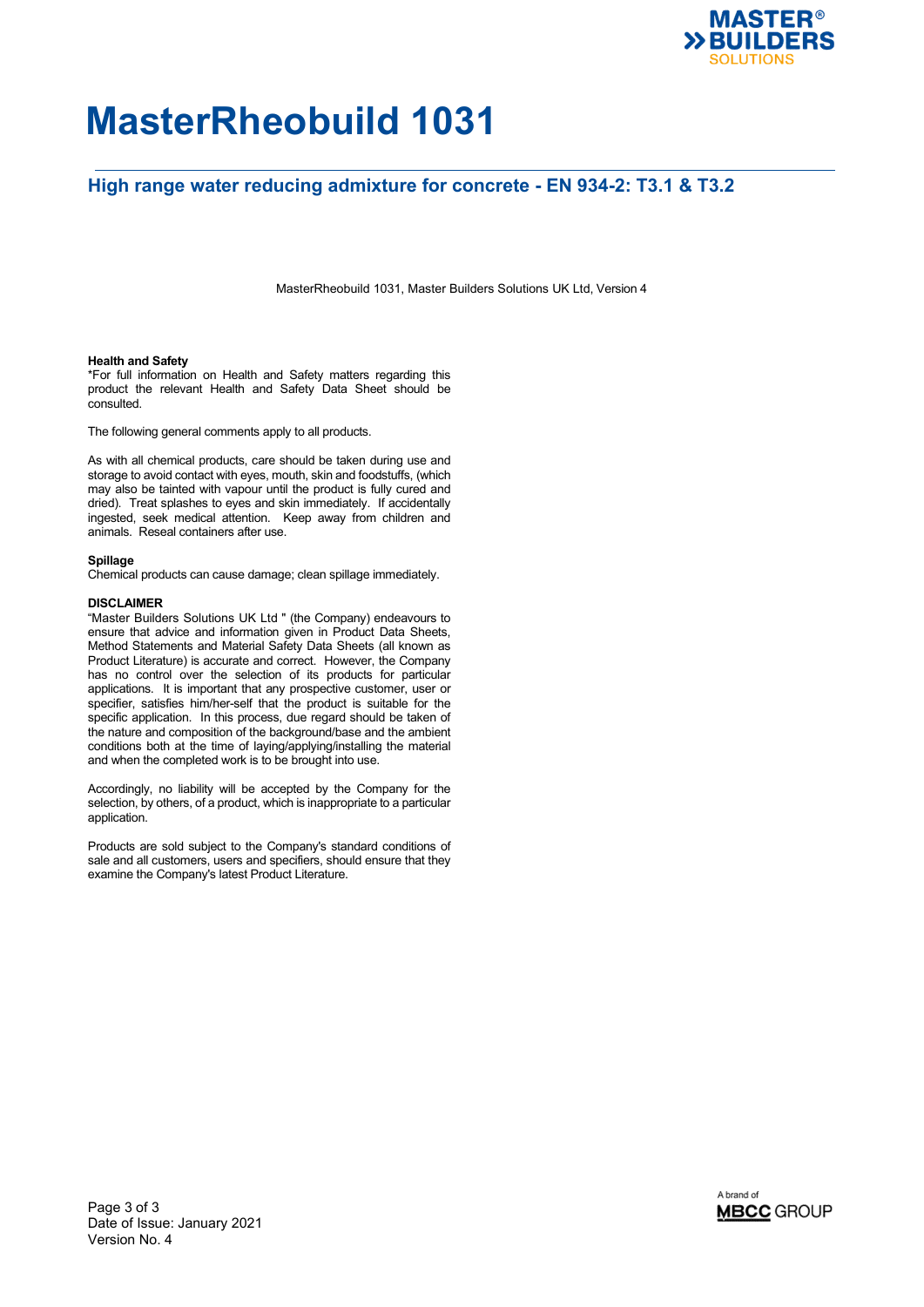# MasterRheobuild 1031

## High range water reducing admixture for concrete - EN 934-2: T3.1 & T3.2

MasterRheobuild 1031, Master Builders Solutions UK Ltd, Version 4

**Health and Safety**
*For full information on Health and Safety matters regarding this product the relevant Health and Safety Data Sheet should be consulted.

The following general comments apply to all products.

As with all chemical products, care should be taken during use and storage to avoid contact with eyes, mouth, skin and foodstuffs, (which may also be tainted with vapour until the product is fully cured and dried). Treat splashes to eyes and skin immediately. If accidentally ingested, seek medical attention. Keep away from children and animals. Reseal containers after use.

**Spillage**
Chemical products can cause damage; clean spillage immediately.

**DISCLAIMER**
"Master Builders Solutions UK Ltd " (the Company) endeavours to ensure that advice and information given in Product Data Sheets, Method Statements and Material Safety Data Sheets (all known as Product Literature) is accurate and correct. However, the Company has no control over the selection of its products for particular applications. It is important that any prospective customer, user or specifier, satisfies him/her-self that the product is suitable for the specific application. In this process, due regard should be taken of the nature and composition of the background/base and the ambient conditions both at the time of laying/applying/installing the material and when the completed work is to be brought into use.

Accordingly, no liability will be accepted by the Company for the selection, by others, of a product, which is inappropriate to a particular application.

Products are sold subject to the Company's standard conditions of sale and all customers, users and specifiers, should ensure that they examine the Company's latest Product Literature.

Date of Issue: January 2021
Version No. 4